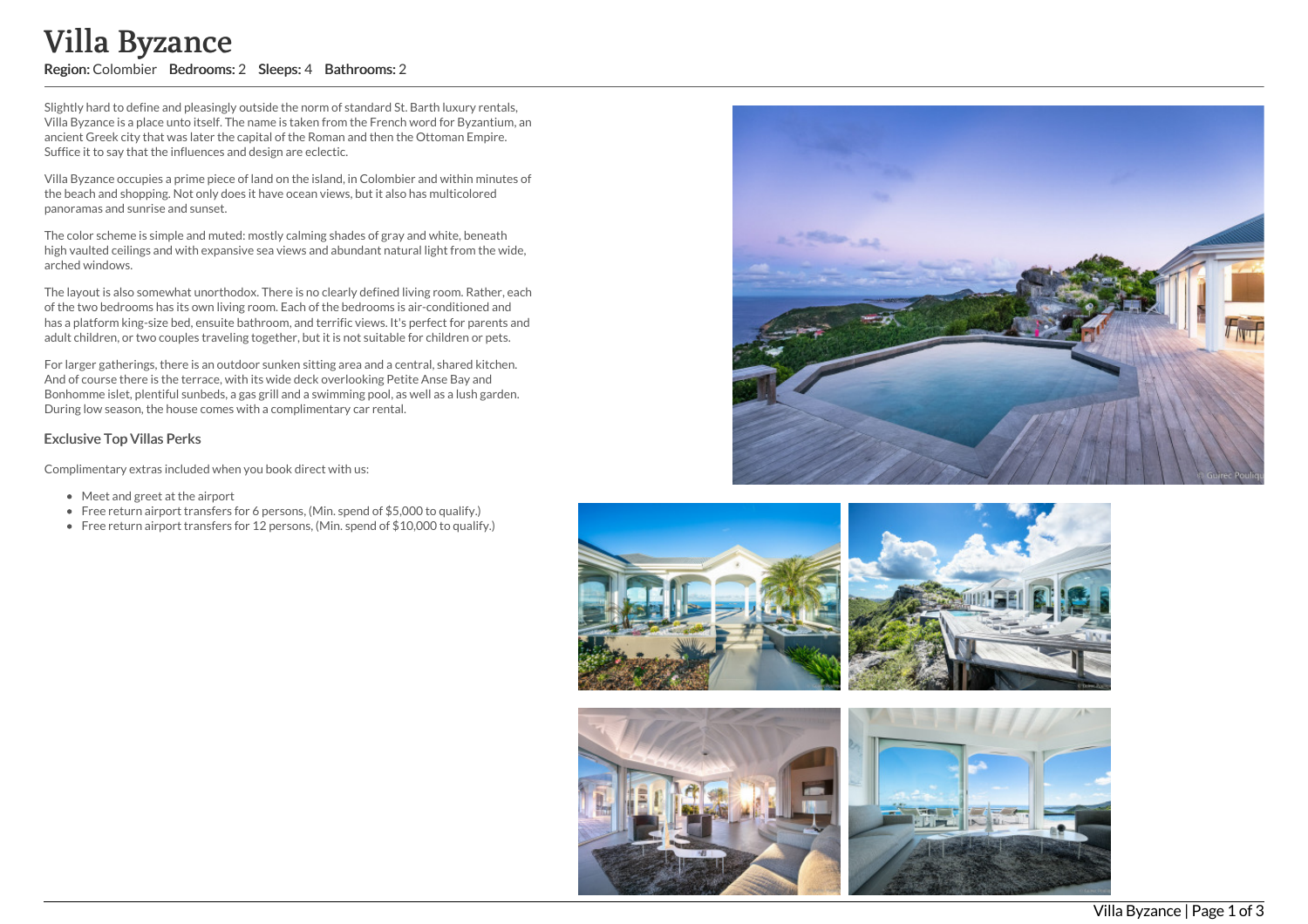# Villa Byzance

**Region:** Colombier **Bedrooms:** 2 **Sleeps:** 4 **Bathrooms:** 2

Slightly hard to define and pleasingly outside the norm of standard St. Barth luxury rentals, Villa Byzance is a place unto itself. The name is taken from the French word for Byzantium, an ancient Greek city that was later the capital of the Roman and then the Ottoman Empire. Suffice it to say that the influences and design are eclectic.

Villa Byzance occupies a prime piece of land on the island, in Colombier and within minutes of the beach and shopping. Not only does it have ocean views, but it also has multicolored panoramas and sunrise and sunset.

The color scheme is simple and muted: mostly calming shades of gray and white, beneath high vaulted ceilings and with expansive sea views and abundant natural light from the wide, arched windows.

The layout is also somewhat unorthodox. There is no clearly defined living room. Rather, each of the two bedrooms has its own living room. Each of the bedrooms is air-conditioned and has a platform king-size bed, ensuite bathroom, and terrific views. It's perfect for parents and adult children, or two couples traveling together, but it is not suitable for children or pets.

For larger gatherings, there is an outdoor sunken sitting area and a central, shared kitchen. And of course there is the terrace, with its wide deck overlooking Petite Anse Bay and Bonhomme islet, plentiful sunbeds, a gas grill and a swimming pool, as well as a lush garden. During low season, the house comes with a complimentary car rental.

### Exclusive Top Villas Perks

Complimentary extras included when you book direct with us:

- Meet and greet at the airport
- Free return airport transfers for 6 persons, (Min. spend of $5,000 to qualify.)
- Free return airport transfers for 12 persons, (Min. spend of $10,000 to qualify.)